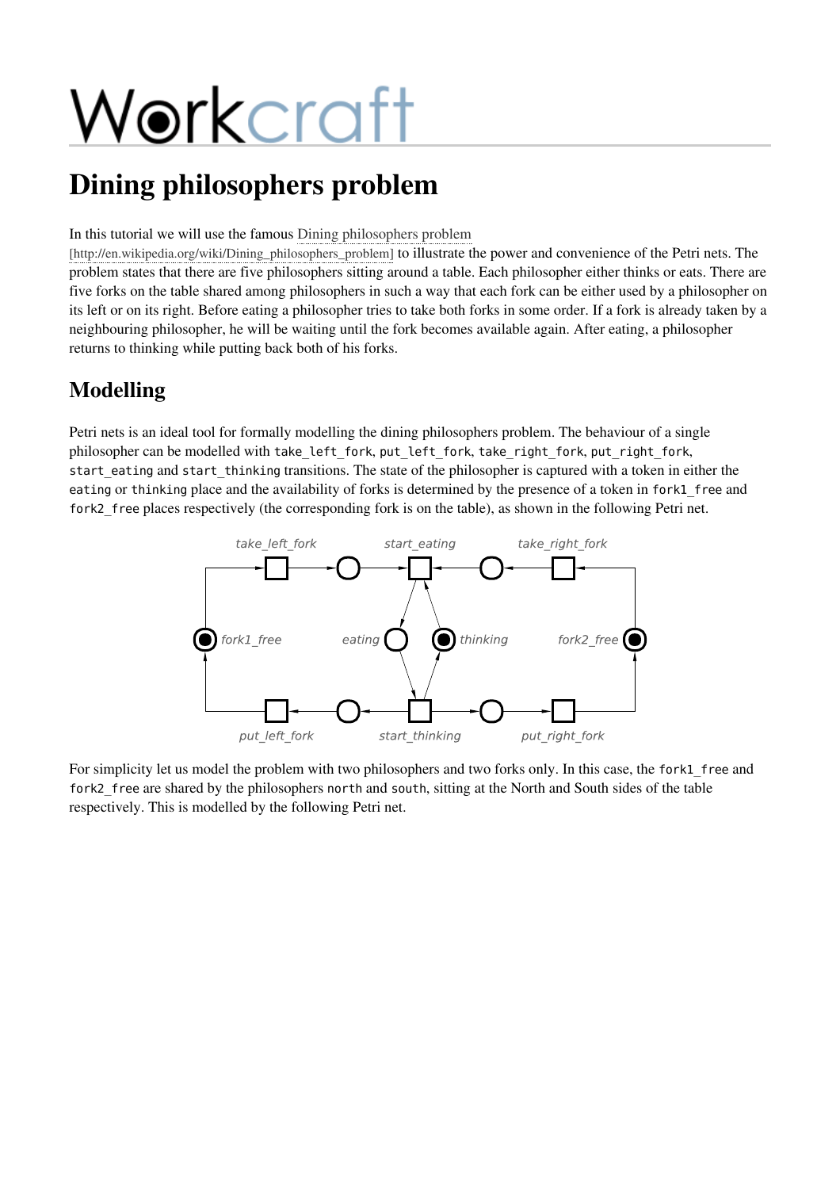# Workcraft

# Dining philosophers problem

In this tutorial we will use the famous Dining philosophers problem [http://en.wikipedia.org/wiki/Dining_philosophers_problem] to illustrate the power and convenience of the Petri nets. The problem states that there are five philosophers sitting around a table. Each philosopher either thinks or eats. There are five forks on the table shared among philosophers in such a way that each fork can be either used by a philosopher on its left or on its right. Before eating a philosopher tries to take both forks in some order. If a fork is already taken by a neighbouring philosopher, he will be waiting until the fork becomes available again. After eating, a philosopher returns to thinking while putting back both of his forks.

## Modelling

Petri nets is an ideal tool for formally modelling the dining philosophers problem. The behaviour of a single philosopher can be modelled with `take_left_fork`, `put_left_fork`, `take_right_fork`, `put_right_fork`, `start_eating` and `start_thinking` transitions. The state of the philosopher is captured with a token in either the `eating` or `thinking` place and the availability of forks is determined by the presence of a token in `fork1_free` and `fork2_free` places respectively (the corresponding fork is on the table), as shown in the following Petri net.

take_left_fork
start_eating
take_right_fork
fork1_free
eating
thinking
fork2_free
put_left_fork
start_thinking
put_right_fork

For simplicity let us model the problem with two philosophers and two forks only. In this case, the `fork1_free` and `fork2_free` are shared by the philosophers `north` and `south`, sitting at the North and South sides of the table respectively. This is modelled by the following Petri net.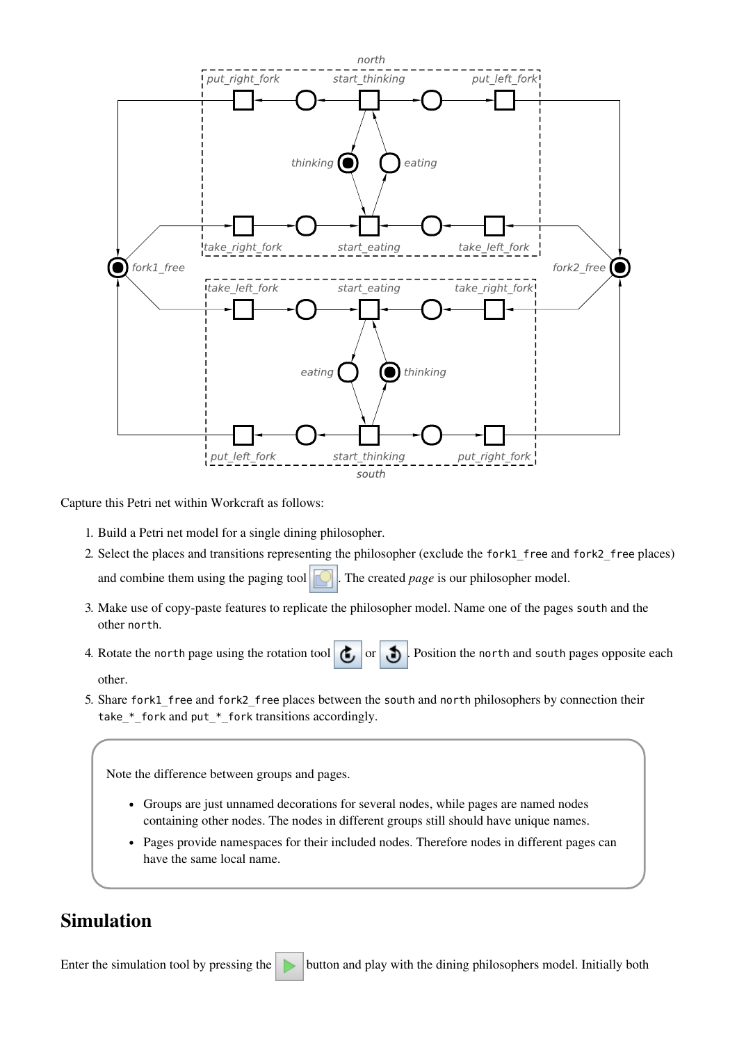north

put_right_fork

start_thinking

put_left_fork

thinking

eating

take_right_fork

start_eating

take_left_fork

fork1_free

fork2_free

take_left_fork

start_eating

take_right_fork

eating

thinking

put_left_fork

start_thinking

put_right_fork

south

Capture this Petri net within Workcraft as follows:

1. Build a Petri net model for a single dining philosopher.
2. Select the places and transitions representing the philosopher (exclude the `fork1_free` and `fork2_free` places) and combine them using the paging tool. The created *page* is our philosopher model.
3. Make use of copy-paste features to replicate the philosopher model. Name one of the pages `south` and the other `north`.
4. Rotate the `north` page using the rotation tool or. Position the `north` and `south` pages opposite each other.
5. Share `fork1_free` and `fork2_free` places between the `south` and `north` philosophers by connection their `take_*_fork` and `put_*_fork` transitions accordingly.

Note the difference between groups and pages.

- Groups are just unnamed decorations for several nodes, while pages are named nodes containing other nodes. The nodes in different groups still should have unique names.
- Pages provide namespaces for their included nodes. Therefore nodes in different pages can have the same local name.

## Simulation

Enter the simulation tool by pressing the button and play with the dining philosophers model. Initially both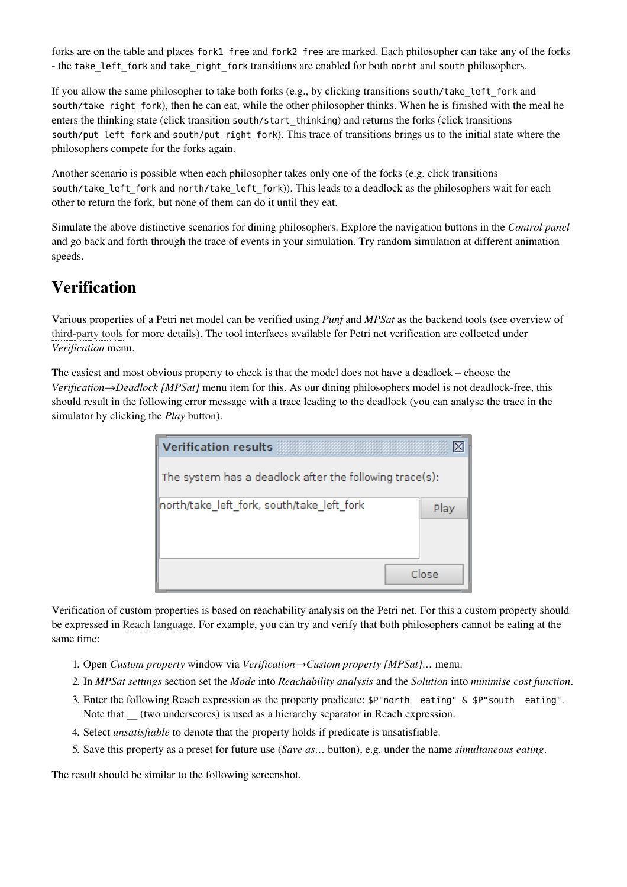forks are on the table and places `fork1_free` and `fork2_free` are marked. Each philosopher can take any of the forks - the `take_left_fork` and `take_right_fork` transitions are enabled for both `norht` and `south` philosophers.

If you allow the same philosopher to take both forks (e.g., by clicking transitions `south/take_left_fork` and `south/take_right_fork`), then he can eat, while the other philosopher thinks. When he is finished with the meal he enters the thinking state (click transition `south/start_thinking`) and returns the forks (click transitions `south/put_left_fork` and `south/put_right_fork`). This trace of transitions brings us to the initial state where the philosophers compete for the forks again.

Another scenario is possible when each philosopher takes only one of the forks (e.g. click transitions `south/take_left_fork` and `north/take_left_fork`)). This leads to a deadlock as the philosophers wait for each other to return the fork, but none of them can do it until they eat.

Simulate the above distinctive scenarios for dining philosophers. Explore the navigation buttons in the *Control panel* and go back and forth through the trace of events in your simulation. Try random simulation at different animation speeds.

## Verification

Various properties of a Petri net model can be verified using *Punf* and *MPSat* as the backend tools (see overview of third-party tools for more details). The tool interfaces available for Petri net verification are collected under *Verification* menu.

The easiest and most obvious property to check is that the model does not have a deadlock – choose the *Verification→Deadlock [MPSat]* menu item for this. As our dining philosophers model is not deadlock-free, this should result in the following error message with a trace leading to the deadlock (you can analyse the trace in the simulator by clicking the *Play* button).

Verification results

The system has a deadlock after the following trace(s):

north/take_left_fork, south/take_left_fork

Play

Close

Verification of custom properties is based on reachability analysis on the Petri net. For this a custom property should be expressed in Reach language. For example, you can try and verify that both philosophers cannot be eating at the same time:

1. Open *Custom property* window via *Verification→Custom property [MPSat]…* menu.
2. In *MPSat settings* section set the *Mode* into *Reachability analysis* and the *Solution* into *minimise cost function*.
3. Enter the following Reach expression as the property predicate: `$P"north__eating" & $P"south__eating"`. Note that __ (two underscores) is used as a hierarchy separator in Reach expression.
4. Select *unsatisfiable* to denote that the property holds if predicate is unsatisfiable.
5. Save this property as a preset for future use (*Save as…* button), e.g. under the name *simultaneous eating*.

The result should be similar to the following screenshot.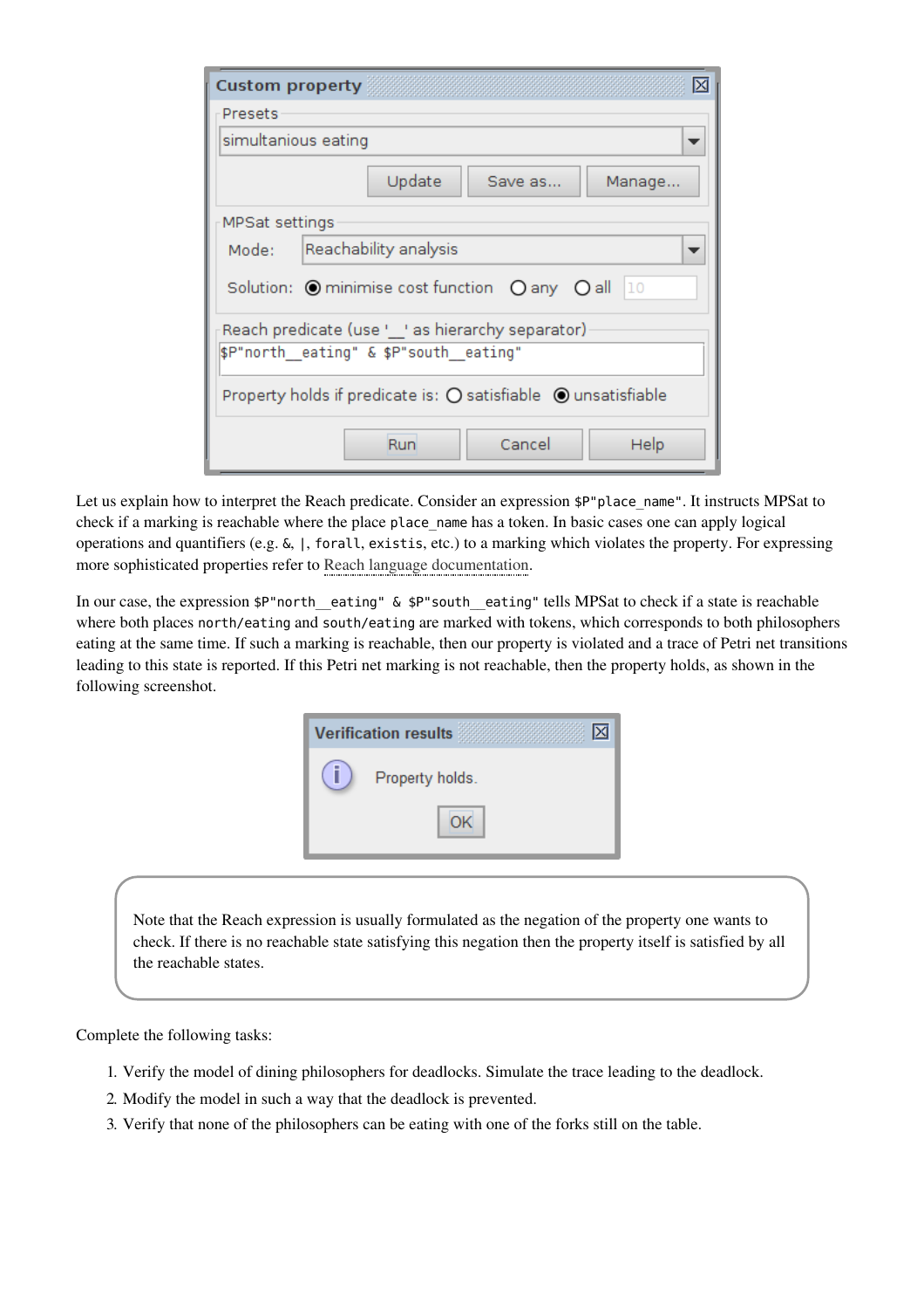Let us explain how to interpret the Reach predicate. Consider an expression `$P"place_name"`. It instructs MPSat to check if a marking is reachable where the place `place_name` has a token. In basic cases one can apply logical operations and quantifiers (e.g. `&`, `|`, `forall`, `existis`, etc.) to a marking which violates the property. For expressing more sophisticated properties refer to Reach language documentation.

In our case, the expression `$P"north__eating" & $P"south__eating"` tells MPSat to check if a state is reachable where both places `north/eating` and `south/eating` are marked with tokens, which corresponds to both philosophers eating at the same time. If such a marking is reachable, then our property is violated and a trace of Petri net transitions leading to this state is reported. If this Petri net marking is not reachable, then the property holds, as shown in the following screenshot.

> Note that the Reach expression is usually formulated as the negation of the property one wants to check. If there is no reachable state satisfying this negation then the property itself is satisfied by all the reachable states.

Complete the following tasks:

1. Verify the model of dining philosophers for deadlocks. Simulate the trace leading to the deadlock.
2. Modify the model in such a way that the deadlock is prevented.
3. Verify that none of the philosophers can be eating with one of the forks still on the table.